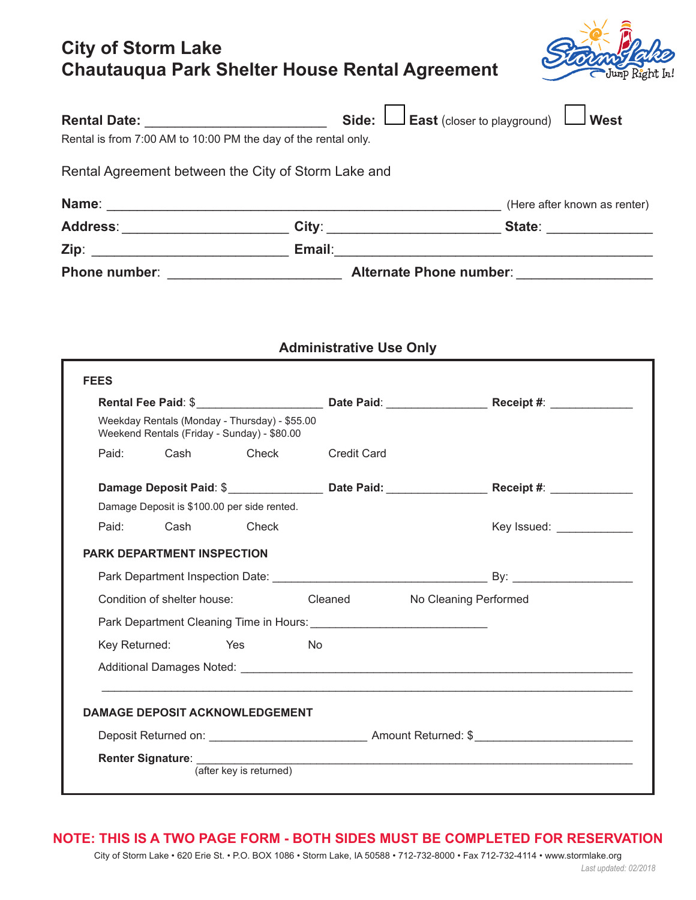# City of Storm Lake
# Chautauqua Park Shelter House Rental Agreement

**Rental Date:** ________________________ **Side:** ☐ **East** (closer to playground) ☐ **West**

Rental is from 7:00 AM to 10:00 PM the day of the rental only.

Rental Agreement between the City of Storm Lake and

**Name**: ____________________________________________________ (Here after known as renter)

**Address**: ______________________ **City**: _______________________ **State**: ______________

**Zip**: ___________________________ **Email**: __________________________________________

**Phone number**: _______________________ **Alternate Phone number**: __________________

## Administrative Use Only

### FEES

**Rental Fee Paid**: $___________________ **Date Paid**: _______________ **Receipt #**: _____________

Weekday Rentals (Monday - Thursday) - $55.00
Weekend Rentals (Friday - Sunday) - $80.00

Paid: Cash Check Credit Card

**Damage Deposit Paid**: $______________ **Date Paid:** _______________ **Receipt #**: _____________

Damage Deposit is $100.00 per side rented.

Paid: Cash Check Key Issued: ____________

### PARK DEPARTMENT INSPECTION

Park Department Inspection Date: _________________________________ By: __________________

Condition of shelter house: Cleaned No Cleaning Performed

Park Department Cleaning Time in Hours: __________________________

Key Returned: Yes No

Additional Damages Noted: ____________________________________________________________

_____________________________________________________________________________

### DAMAGE DEPOSIT ACKNOWLEDGEMENT

Deposit Returned on: ________________________ Amount Returned: $________________________

**Renter Signature**: ____________________________________________________________
(after key is returned)

**NOTE: THIS IS A TWO PAGE FORM - BOTH SIDES MUST BE COMPLETED FOR RESERVATION**

City of Storm Lake • 620 Erie St. • P.O. BOX 1086 • Storm Lake, IA 50588 • 712-732-8000 • Fax 712-732-4114 • www.stormlake.org

*Last updated: 02/2018*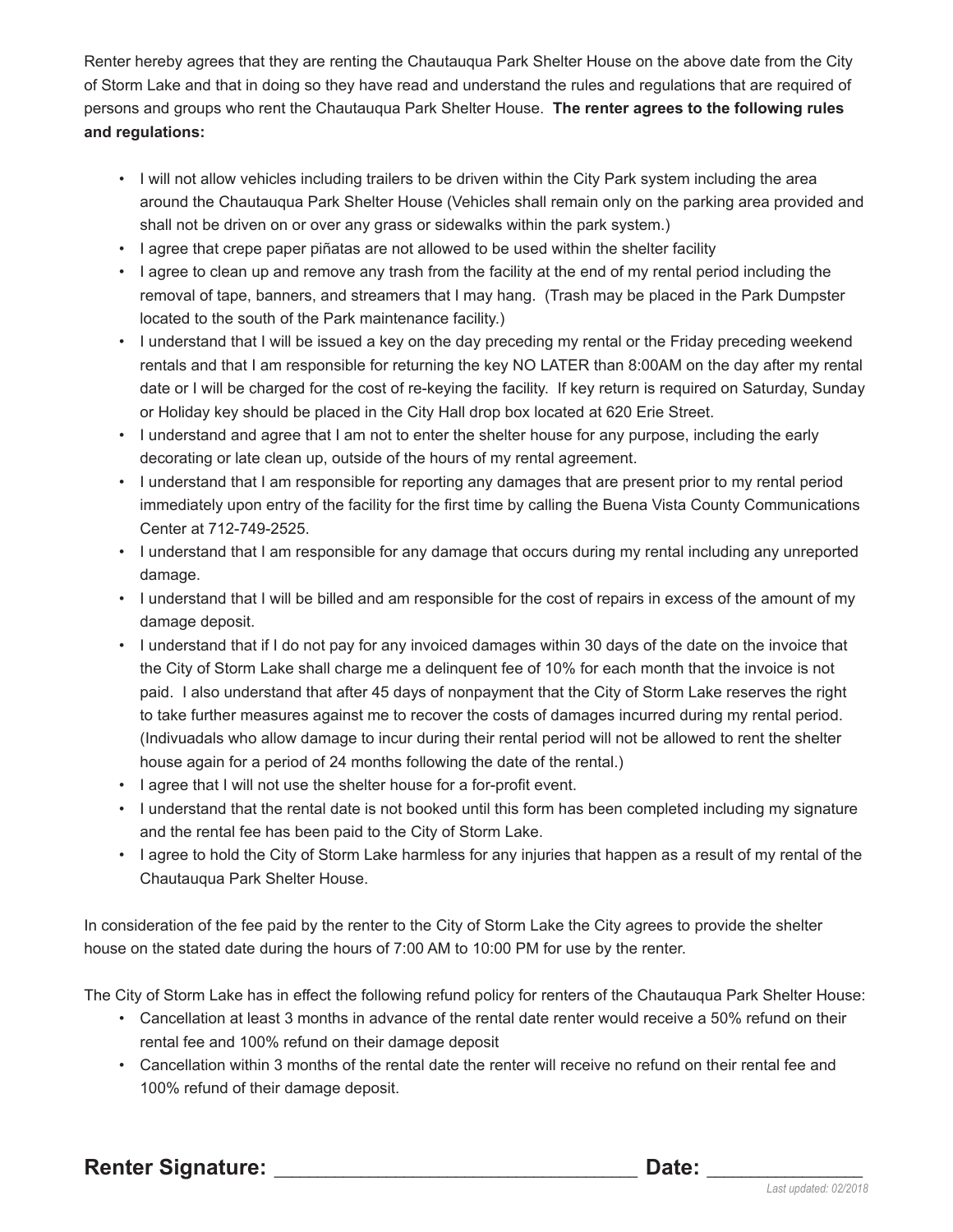Renter hereby agrees that they are renting the Chautauqua Park Shelter House on the above date from the City of Storm Lake and that in doing so they have read and understand the rules and regulations that are required of persons and groups who rent the Chautauqua Park Shelter House. **The renter agrees to the following rules and regulations:**

- I will not allow vehicles including trailers to be driven within the City Park system including the area around the Chautauqua Park Shelter House (Vehicles shall remain only on the parking area provided and shall not be driven on or over any grass or sidewalks within the park system.)
- I agree that crepe paper piñatas are not allowed to be used within the shelter facility
- I agree to clean up and remove any trash from the facility at the end of my rental period including the removal of tape, banners, and streamers that I may hang. (Trash may be placed in the Park Dumpster located to the south of the Park maintenance facility.)
- I understand that I will be issued a key on the day preceding my rental or the Friday preceding weekend rentals and that I am responsible for returning the key NO LATER than 8:00AM on the day after my rental date or I will be charged for the cost of re-keying the facility. If key return is required on Saturday, Sunday or Holiday key should be placed in the City Hall drop box located at 620 Erie Street.
- I understand and agree that I am not to enter the shelter house for any purpose, including the early decorating or late clean up, outside of the hours of my rental agreement.
- I understand that I am responsible for reporting any damages that are present prior to my rental period immediately upon entry of the facility for the first time by calling the Buena Vista County Communications Center at 712-749-2525.
- I understand that I am responsible for any damage that occurs during my rental including any unreported damage.
- I understand that I will be billed and am responsible for the cost of repairs in excess of the amount of my damage deposit.
- I understand that if I do not pay for any invoiced damages within 30 days of the date on the invoice that the City of Storm Lake shall charge me a delinquent fee of 10% for each month that the invoice is not paid. I also understand that after 45 days of nonpayment that the City of Storm Lake reserves the right to take further measures against me to recover the costs of damages incurred during my rental period. (Indivuadals who allow damage to incur during their rental period will not be allowed to rent the shelter house again for a period of 24 months following the date of the rental.)
- I agree that I will not use the shelter house for a for-profit event.
- I understand that the rental date is not booked until this form has been completed including my signature and the rental fee has been paid to the City of Storm Lake.
- I agree to hold the City of Storm Lake harmless for any injuries that happen as a result of my rental of the Chautauqua Park Shelter House.

In consideration of the fee paid by the renter to the City of Storm Lake the City agrees to provide the shelter house on the stated date during the hours of 7:00 AM to 10:00 PM for use by the renter.

The City of Storm Lake has in effect the following refund policy for renters of the Chautauqua Park Shelter House:

- Cancellation at least 3 months in advance of the rental date renter would receive a 50% refund on their rental fee and 100% refund on their damage deposit
- Cancellation within 3 months of the rental date the renter will receive no refund on their rental fee and 100% refund of their damage deposit.

**Renter Signature:** ________________________________ **Date:** ______________

*Last updated: 02/2018*